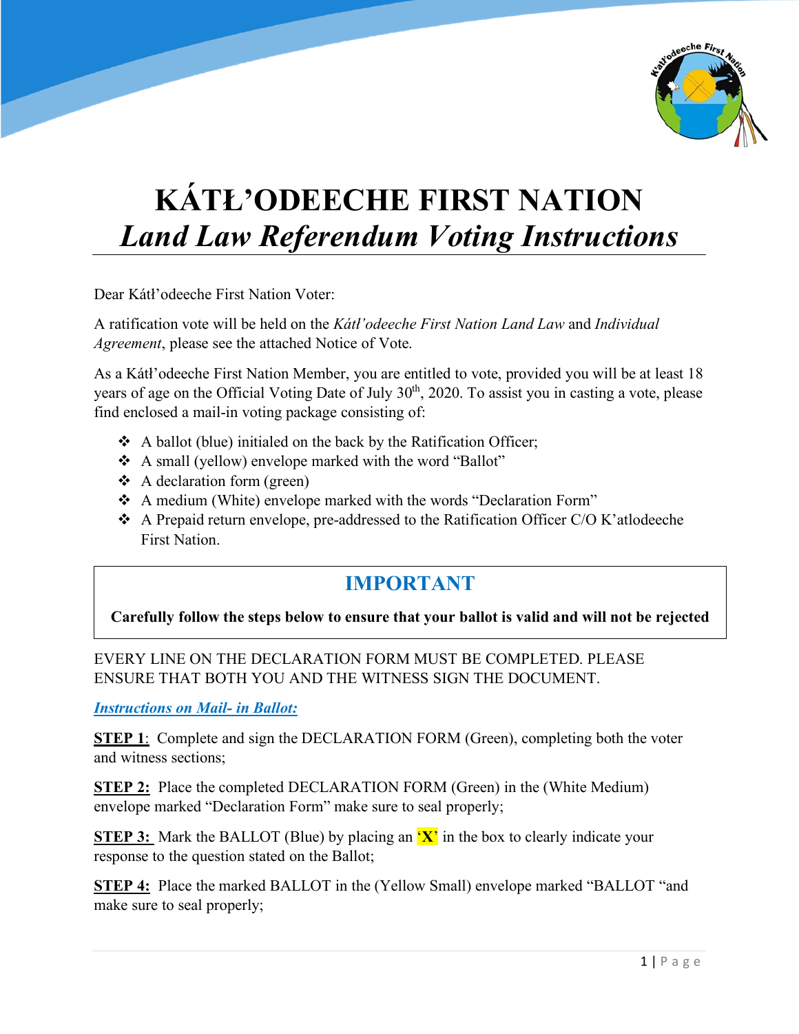# KÁTŁ'ODEECHE FIRST NATION

## *Land Law Referendum Voting Instructions*

Dear Kátł'odeeche First Nation Voter:

A ratification vote will be held on the *Kátł'odeeche First Nation Land Law* and *Individual Agreement*, please see the attached Notice of Vote.

As a Kátł'odeeche First Nation Member, you are entitled to vote, provided you will be at least 18 years of age on the Official Voting Date of July 30th, 2020. To assist you in casting a vote, please find enclosed a mail-in voting package consisting of:

- A ballot (blue) initialed on the back by the Ratification Officer;
- A small (yellow) envelope marked with the word "Ballot"
- A declaration form (green)
- A medium (White) envelope marked with the words "Declaration Form"
- A Prepaid return envelope, pre-addressed to the Ratification Officer C/O K'atlodeeche First Nation.

## IMPORTANT

**Carefully follow the steps below to ensure that your ballot is valid and will not be rejected**

EVERY LINE ON THE DECLARATION FORM MUST BE COMPLETED. PLEASE ENSURE THAT BOTH YOU AND THE WITNESS SIGN THE DOCUMENT.

***Instructions on Mail- in Ballot:***

**STEP 1**: Complete and sign the DECLARATION FORM (Green), completing both the voter and witness sections;

**STEP 2:** Place the completed DECLARATION FORM (Green) in the (White Medium) envelope marked "Declaration Form" make sure to seal properly;

**STEP 3:** Mark the BALLOT (Blue) by placing an **'X'** in the box to clearly indicate your response to the question stated on the Ballot;

**STEP 4:** Place the marked BALLOT in the (Yellow Small) envelope marked "BALLOT "and make sure to seal properly;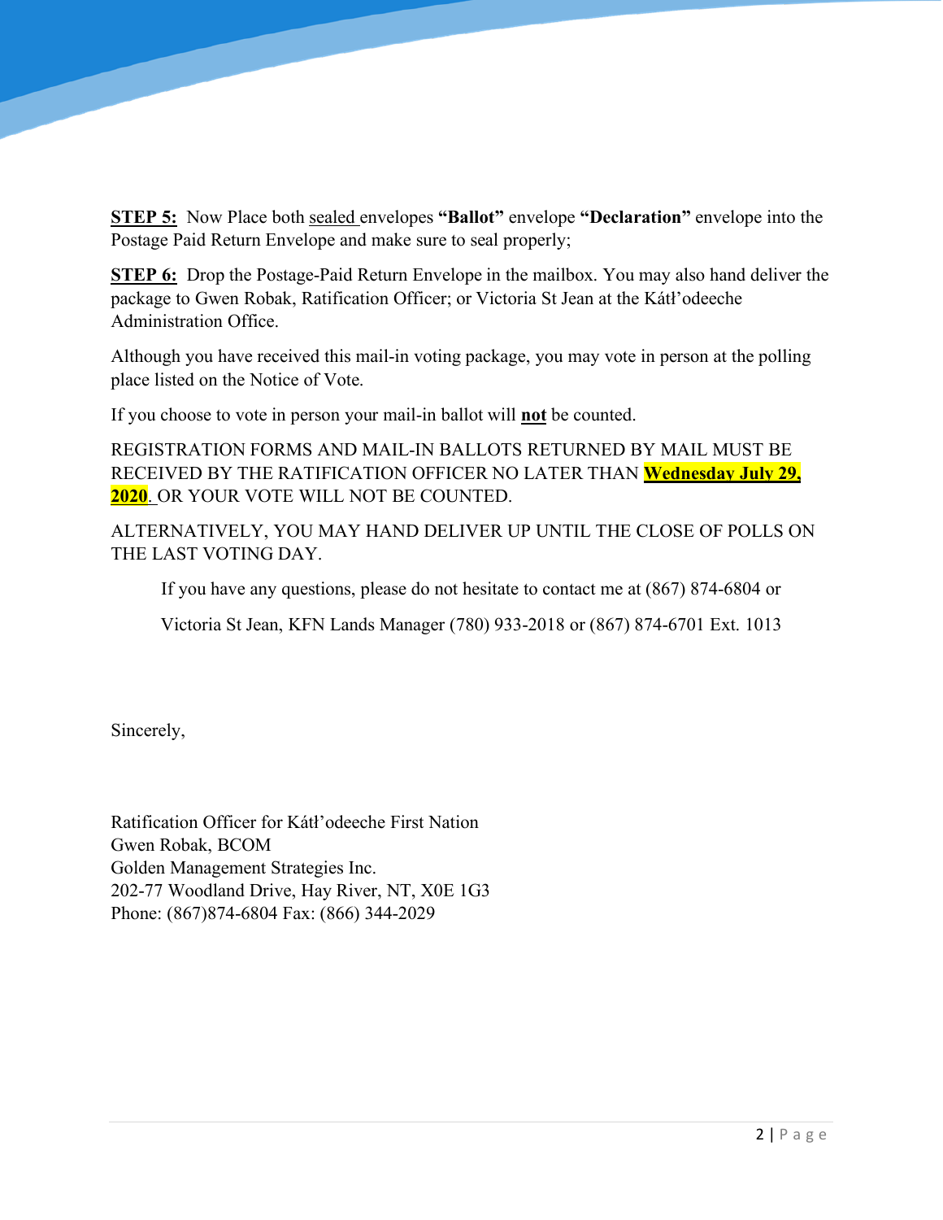**STEP 5:** Now Place both sealed envelopes **"Ballot"** envelope **"Declaration"** envelope into the Postage Paid Return Envelope and make sure to seal properly;

**STEP 6:** Drop the Postage-Paid Return Envelope in the mailbox. You may also hand deliver the package to Gwen Robak, Ratification Officer; or Victoria St Jean at the Kátł'odeeche Administration Office.

Although you have received this mail-in voting package, you may vote in person at the polling place listed on the Notice of Vote.

If you choose to vote in person your mail-in ballot will **not** be counted.

REGISTRATION FORMS AND MAIL-IN BALLOTS RETURNED BY MAIL MUST BE RECEIVED BY THE RATIFICATION OFFICER NO LATER THAN **Wednesday July 29, 2020**. OR YOUR VOTE WILL NOT BE COUNTED.

ALTERNATIVELY, YOU MAY HAND DELIVER UP UNTIL THE CLOSE OF POLLS ON THE LAST VOTING DAY.

If you have any questions, please do not hesitate to contact me at (867) 874-6804 or

Victoria St Jean, KFN Lands Manager (780) 933-2018 or (867) 874-6701 Ext. 1013

Sincerely,

Ratification Officer for Kátł'odeeche First Nation
Gwen Robak, BCOM
Golden Management Strategies Inc.
202-77 Woodland Drive, Hay River, NT, X0E 1G3
Phone: (867)874-6804 Fax: (866) 344-2029